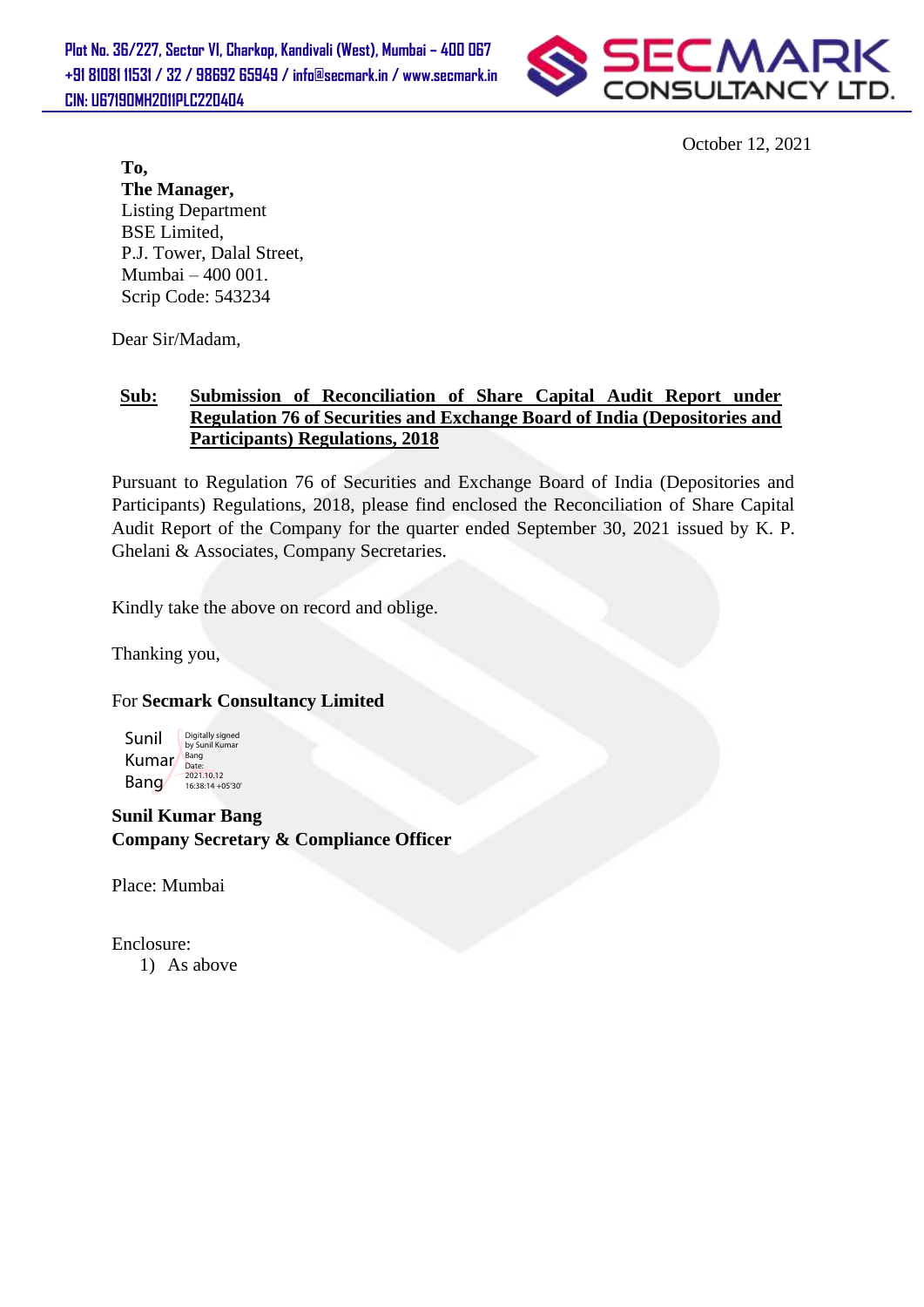Plot No. 36/227, Sector VI, Charkop, Kandivali (West), Mumbai – 400 067
+91 81081 11531 / 32 / 98692 65949 / info@secmark.in / www.secmark.in
CIN: U67190MH2011PLC220404

**SECMARK CONSULTANCY LTD.**

October 12, 2021

**To,**
**The Manager,**
Listing Department
BSE Limited,
P.J. Tower, Dalal Street,
Mumbai – 400 001.
Scrip Code: 543234

Dear Sir/Madam,

**Sub: Submission of Reconciliation of Share Capital Audit Report under Regulation 76 of Securities and Exchange Board of India (Depositories and Participants) Regulations, 2018**

Pursuant to Regulation 76 of Securities and Exchange Board of India (Depositories and Participants) Regulations, 2018, please find enclosed the Reconciliation of Share Capital Audit Report of the Company for the quarter ended September 30, 2021 issued by K. P. Ghelani & Associates, Company Secretaries.

Kindly take the above on record and oblige.

Thanking you,

For **Secmark Consultancy Limited**

Sunil Kumar Bang
Digitally signed by Sunil Kumar Bang
Date: 2021.10.12 16:38:14 +05'30'

**Sunil Kumar Bang**
**Company Secretary & Compliance Officer**

Place: Mumbai

Enclosure:
1) As above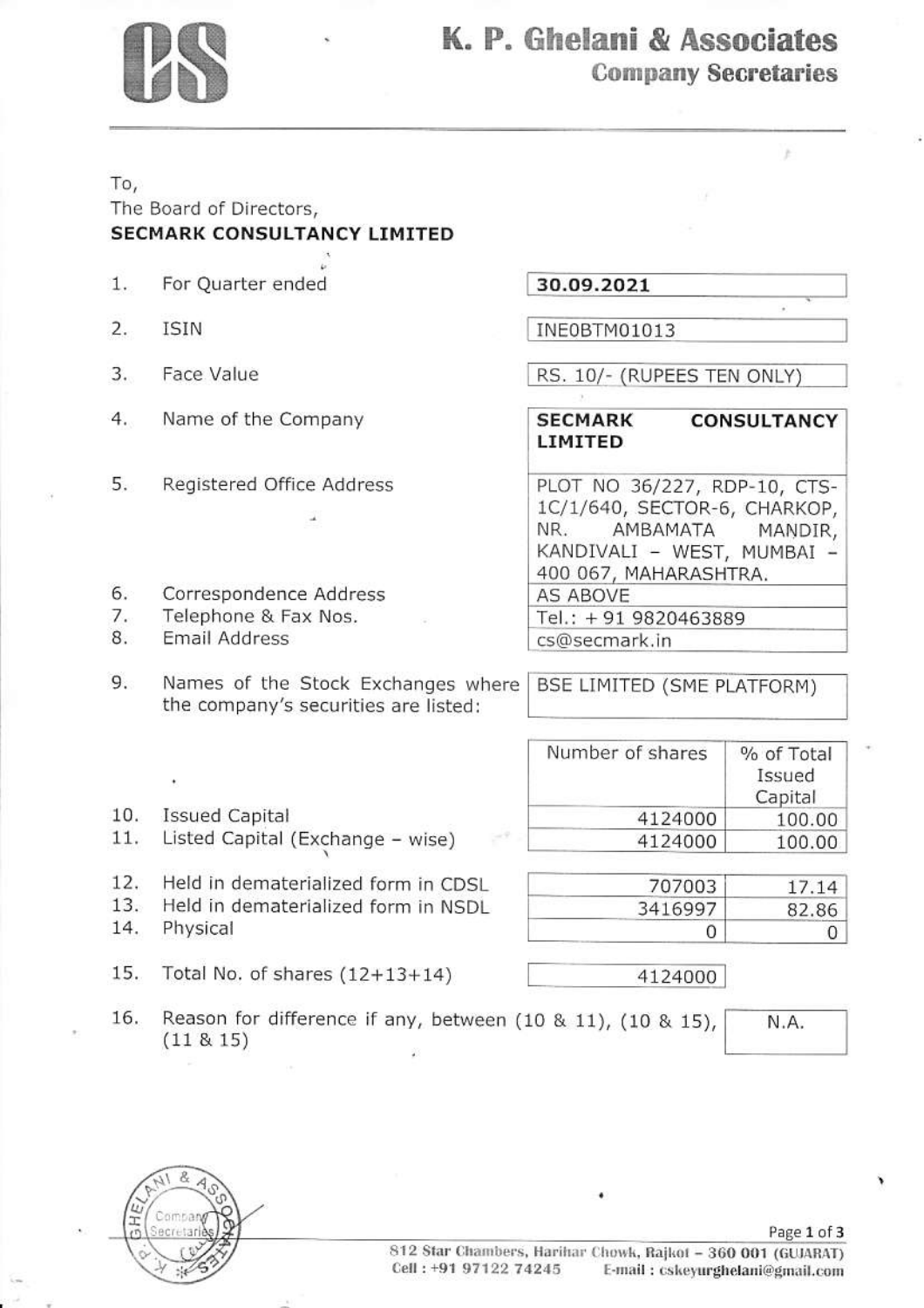# K. P. Ghelani & Associates

## Company Secretaries

To,
The Board of Directors,
**SECMARK CONSULTANCY LIMITED**

| | | |
|---|---|---|
| 1. | For Quarter ended | **30.09.2021** |
| 2. | ISIN | INE0BTM01013 |
| 3. | Face Value | RS. 10/- (RUPEES TEN ONLY) |
| 4. | Name of the Company | **SECMARK CONSULTANCY LIMITED** |
| 5. | Registered Office Address | PLOT NO 36/227, RDP-10, CTS-1C/1/640, SECTOR-6, CHARKOP, NR. AMBAMATA MANDIR, KANDIVALI - WEST, MUMBAI - 400 067, MAHARASHTRA. |
| 6. | Correspondence Address | AS ABOVE |
| 7. | Telephone & Fax Nos. | Tel.: + 91 9820463889 |
| 8. | Email Address | cs@secmark.in |
| 9. | Names of the Stock Exchanges where the company's securities are listed: | BSE LIMITED (SME PLATFORM) |

| | | Number of shares | % of Total Issued Capital |
|---|---|---|---|
| 10. | Issued Capital | 4124000 | 100.00 |
| 11. | Listed Capital (Exchange - wise) | 4124000 | 100.00 |
| 12. | Held in dematerialized form in CDSL | 707003 | 17.14 |
| 13. | Held in dematerialized form in NSDL | 3416997 | 82.86 |
| 14. | Physical | 0 | 0 |
| 15. | Total No. of shares (12+13+14) | 4124000 | |

16. Reason for difference if any, between (10 & 11), (10 & 15), (11 & 15) — N.A.

812 Star Chambers, Harihar Chowk, Rajkot - 360 001 (GUJARAT)
Cell : +91 97122 74245 E-mail : cskeyurghelani@gmail.com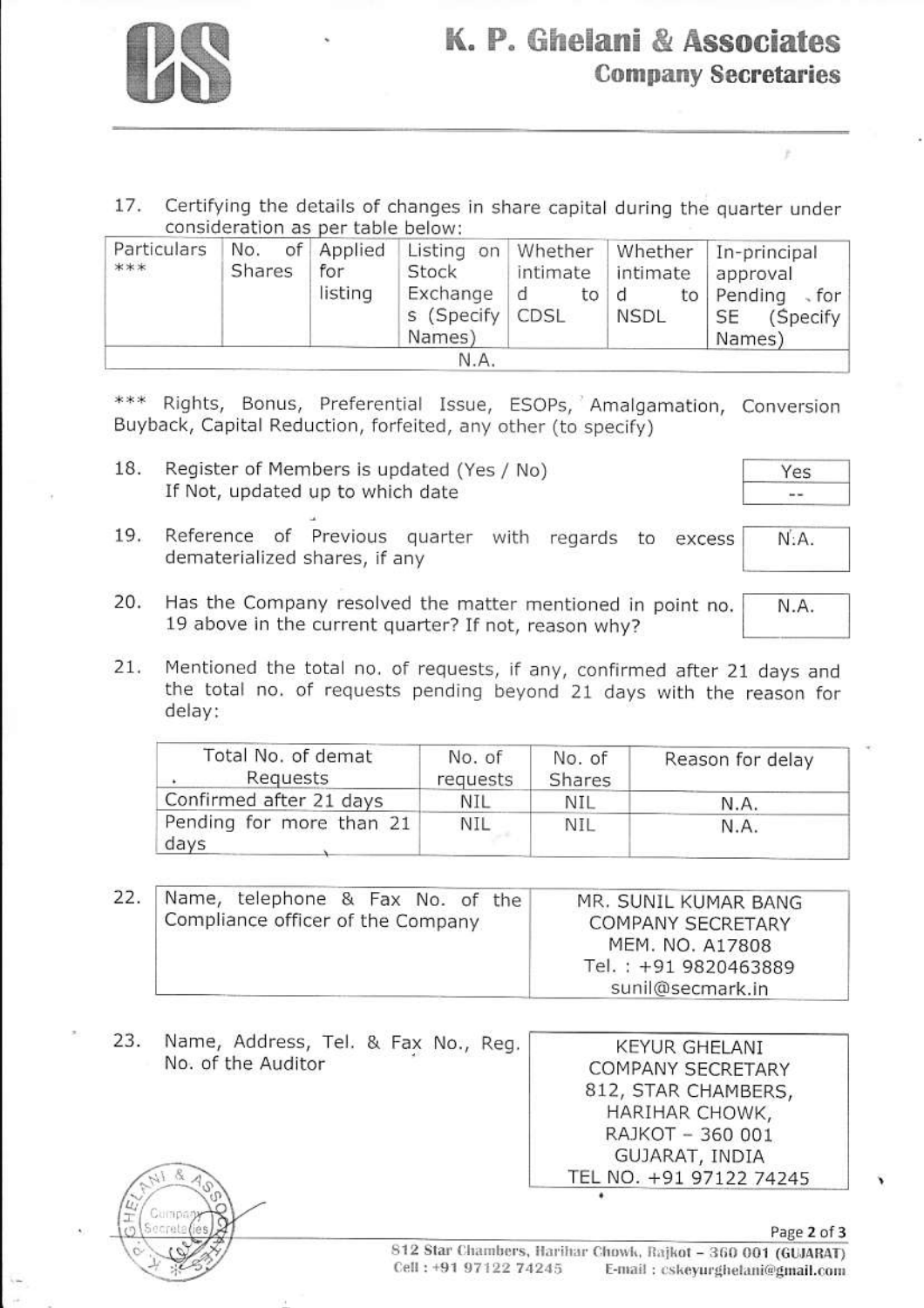17. Certifying the details of changes in share capital during the quarter under consideration as per table below:

| Particulars *** | No. of Shares | Applied for listing | Listing on Stock Exchanges (Specify Names) | Whether intimated to CDSL | Whether intimated to NSDL | In-principal approval Pending for SE (Specify Names) |
|---|---|---|---|---|---|---|
| N.A. | | | | | | |

*** Rights, Bonus, Preferential Issue, ESOPs, Amalgamation, Conversion Buyback, Capital Reduction, forfeited, any other (to specify)

18. Register of Members is updated (Yes / No) — Yes
    If Not, updated up to which date — --

19. Reference of Previous quarter with regards to excess dematerialized shares, if any — N.A.

20. Has the Company resolved the matter mentioned in point no. 19 above in the current quarter? If not, reason why? — N.A.

21. Mentioned the total no. of requests, if any, confirmed after 21 days and the total no. of requests pending beyond 21 days with the reason for delay:

| Total No. of demat Requests | No. of requests | No. of Shares | Reason for delay |
|---|---|---|---|
| Confirmed after 21 days | NIL | NIL | N.A. |
| Pending for more than 21 days | NIL | NIL | N.A. |

| 22. Name, telephone & Fax No. of the Compliance officer of the Company | MR. SUNIL KUMAR BANG<br>COMPANY SECRETARY<br>MEM. NO. A17808<br>Tel. : +91 9820463889<br>sunil@secmark.in |
|---|---|

| 23. Name, Address, Tel. & Fax No., Reg. No. of the Auditor | KEYUR GHELANI<br>COMPANY SECRETARY<br>812, STAR CHAMBERS,<br>HARIHAR CHOWK,<br>RAJKOT – 360 001<br>GUJARAT, INDIA<br>TEL NO. +91 97122 74245 |
|---|---|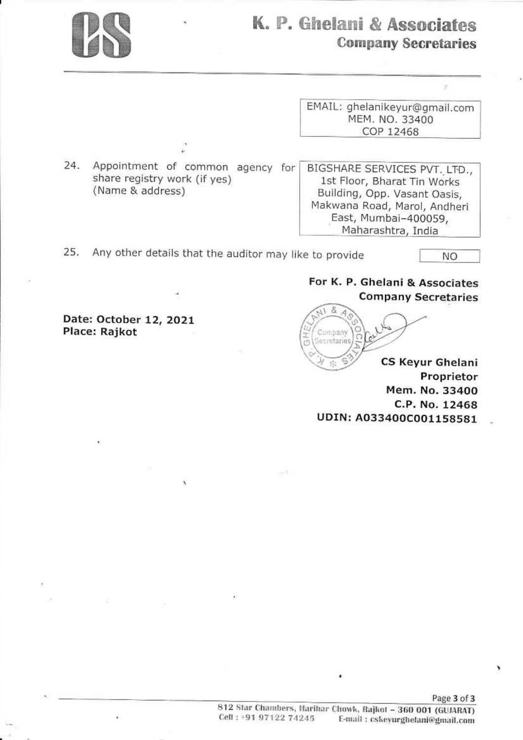# K. P. Ghelani & Associates

## Company Secretaries

EMAIL: ghelanikeyur@gmail.com
MEM. NO. 33400
COP 12468

| | | |
|---|---|---|
| 24. | Appointment of common agency for share registry work (if yes) (Name & address) | BIGSHARE SERVICES PVT. LTD., 1st Floor, Bharat Tin Works Building, Opp. Vasant Oasis, Makwana Road, Marol, Andheri East, Mumbai–400059, Maharashtra, India |
| 25. | Any other details that the auditor may like to provide | NO |

**For K. P. Ghelani & Associates**
**Company Secretaries**

**Date: October 12, 2021**
**Place: Rajkot**

**CS Keyur Ghelani**
**Proprietor**
**Mem. No. 33400**
**C.P. No. 12468**
**UDIN: A033400C001158581**

812 Star Chambers, Harihar Chowk, Rajkot – 360 001 (GUJARAT)
Cell : +91 97122 74245 E-mail : cskeyurghelani@gmail.com